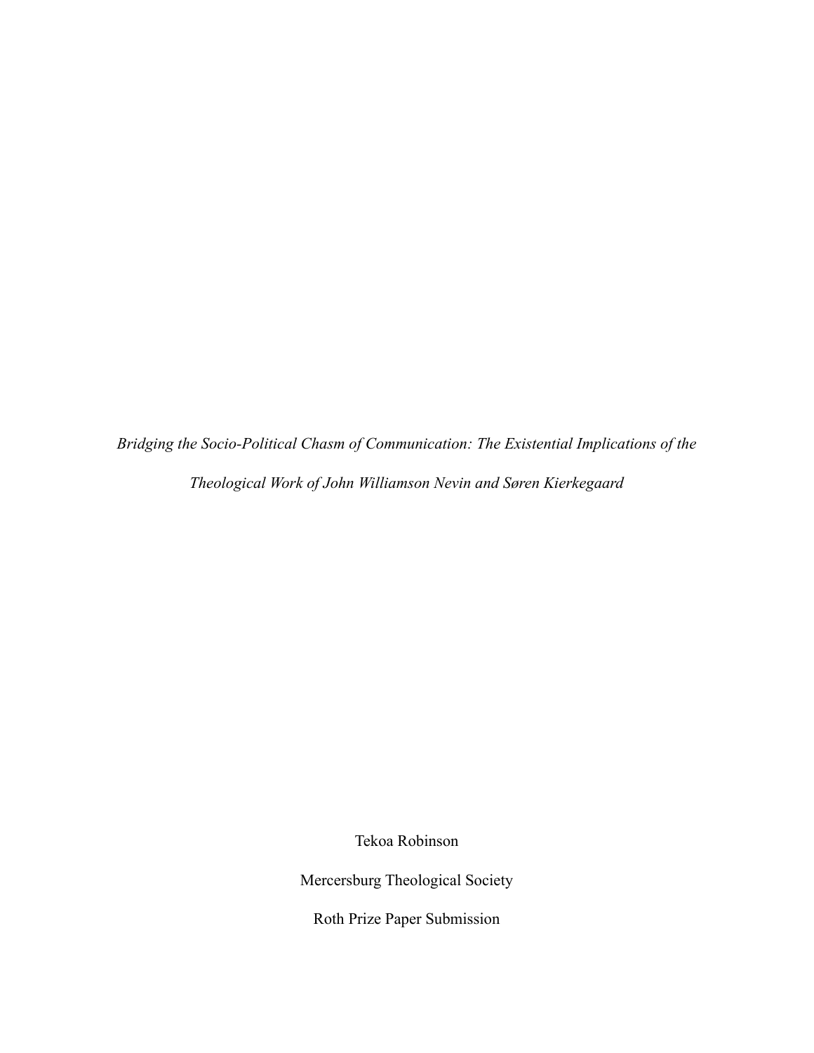*Bridging the Socio-Political Chasm of Communication: The Existential Implications of the Theological Work of John Williamson Nevin and Søren Kierkegaard*

Tekoa Robinson

Mercersburg Theological Society

Roth Prize Paper Submission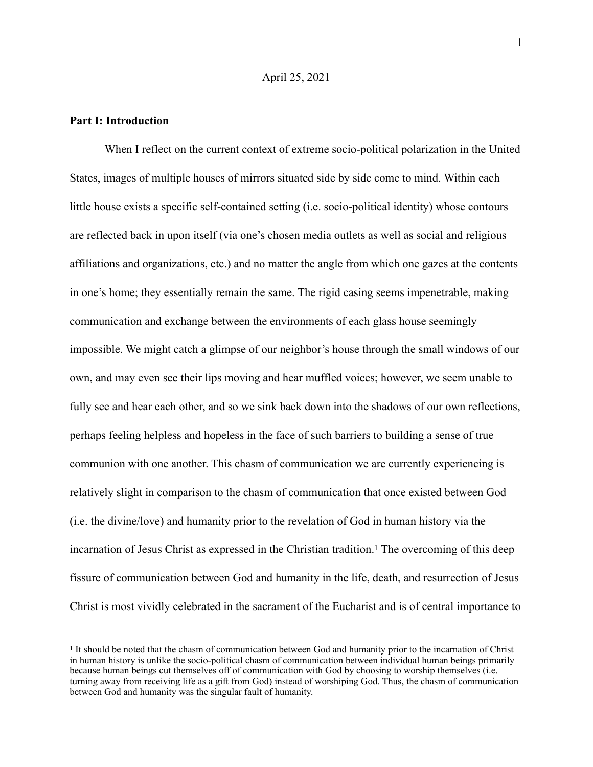April 25, 2021

**Part I: Introduction**

When I reflect on the current context of extreme socio-political polarization in the United States, images of multiple houses of mirrors situated side by side come to mind. Within each little house exists a specific self-contained setting (i.e. socio-political identity) whose contours are reflected back in upon itself (via one's chosen media outlets as well as social and religious affiliations and organizations, etc.) and no matter the angle from which one gazes at the contents in one's home; they essentially remain the same. The rigid casing seems impenetrable, making communication and exchange between the environments of each glass house seemingly impossible. We might catch a glimpse of our neighbor's house through the small windows of our own, and may even see their lips moving and hear muffled voices; however, we seem unable to fully see and hear each other, and so we sink back down into the shadows of our own reflections, perhaps feeling helpless and hopeless in the face of such barriers to building a sense of true communion with one another. This chasm of communication we are currently experiencing is relatively slight in comparison to the chasm of communication that once existed between God (i.e. the divine/love) and humanity prior to the revelation of God in human history via the incarnation of Jesus Christ as expressed in the Christian tradition.[1] The overcoming of this deep fissure of communication between God and humanity in the life, death, and resurrection of Jesus Christ is most vividly celebrated in the sacrament of the Eucharist and is of central importance to

[1] It should be noted that the chasm of communication between God and humanity prior to the incarnation of Christ in human history is unlike the socio-political chasm of communication between individual human beings primarily because human beings cut themselves off of communication with God by choosing to worship themselves (i.e. turning away from receiving life as a gift from God) instead of worshiping God. Thus, the chasm of communication between God and humanity was the singular fault of humanity.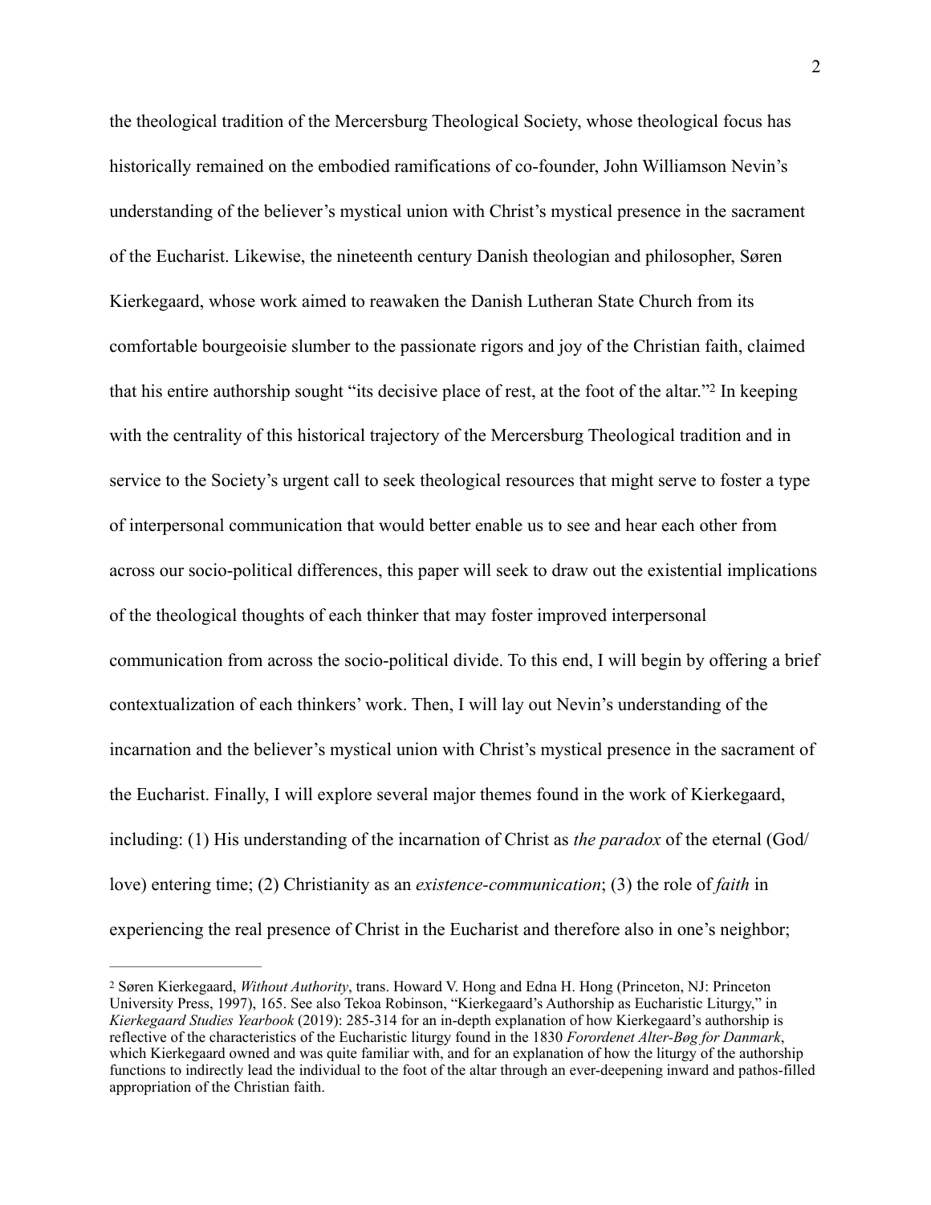the theological tradition of the Mercersburg Theological Society, whose theological focus has historically remained on the embodied ramifications of co-founder, John Williamson Nevin's understanding of the believer's mystical union with Christ's mystical presence in the sacrament of the Eucharist. Likewise, the nineteenth century Danish theologian and philosopher, Søren Kierkegaard, whose work aimed to reawaken the Danish Lutheran State Church from its comfortable bourgeoisie slumber to the passionate rigors and joy of the Christian faith, claimed that his entire authorship sought "its decisive place of rest, at the foot of the altar."[2] In keeping with the centrality of this historical trajectory of the Mercersburg Theological tradition and in service to the Society's urgent call to seek theological resources that might serve to foster a type of interpersonal communication that would better enable us to see and hear each other from across our socio-political differences, this paper will seek to draw out the existential implications of the theological thoughts of each thinker that may foster improved interpersonal communication from across the socio-political divide. To this end, I will begin by offering a brief contextualization of each thinkers' work. Then, I will lay out Nevin's understanding of the incarnation and the believer's mystical union with Christ's mystical presence in the sacrament of the Eucharist. Finally, I will explore several major themes found in the work of Kierkegaard, including: (1) His understanding of the incarnation of Christ as *the paradox* of the eternal (God/love) entering time; (2) Christianity as an *existence-communication*; (3) the role of *faith* in experiencing the real presence of Christ in the Eucharist and therefore also in one's neighbor;

---

[2] Søren Kierkegaard, *Without Authority*, trans. Howard V. Hong and Edna H. Hong (Princeton, NJ: Princeton University Press, 1997), 165. See also Tekoa Robinson, "Kierkegaard's Authorship as Eucharistic Liturgy," in *Kierkegaard Studies Yearbook* (2019): 285-314 for an in-depth explanation of how Kierkegaard's authorship is reflective of the characteristics of the Eucharistic liturgy found in the 1830 *Forordenet Alter-Bøg for Danmark*, which Kierkegaard owned and was quite familiar with, and for an explanation of how the liturgy of the authorship functions to indirectly lead the individual to the foot of the altar through an ever-deepening inward and pathos-filled appropriation of the Christian faith.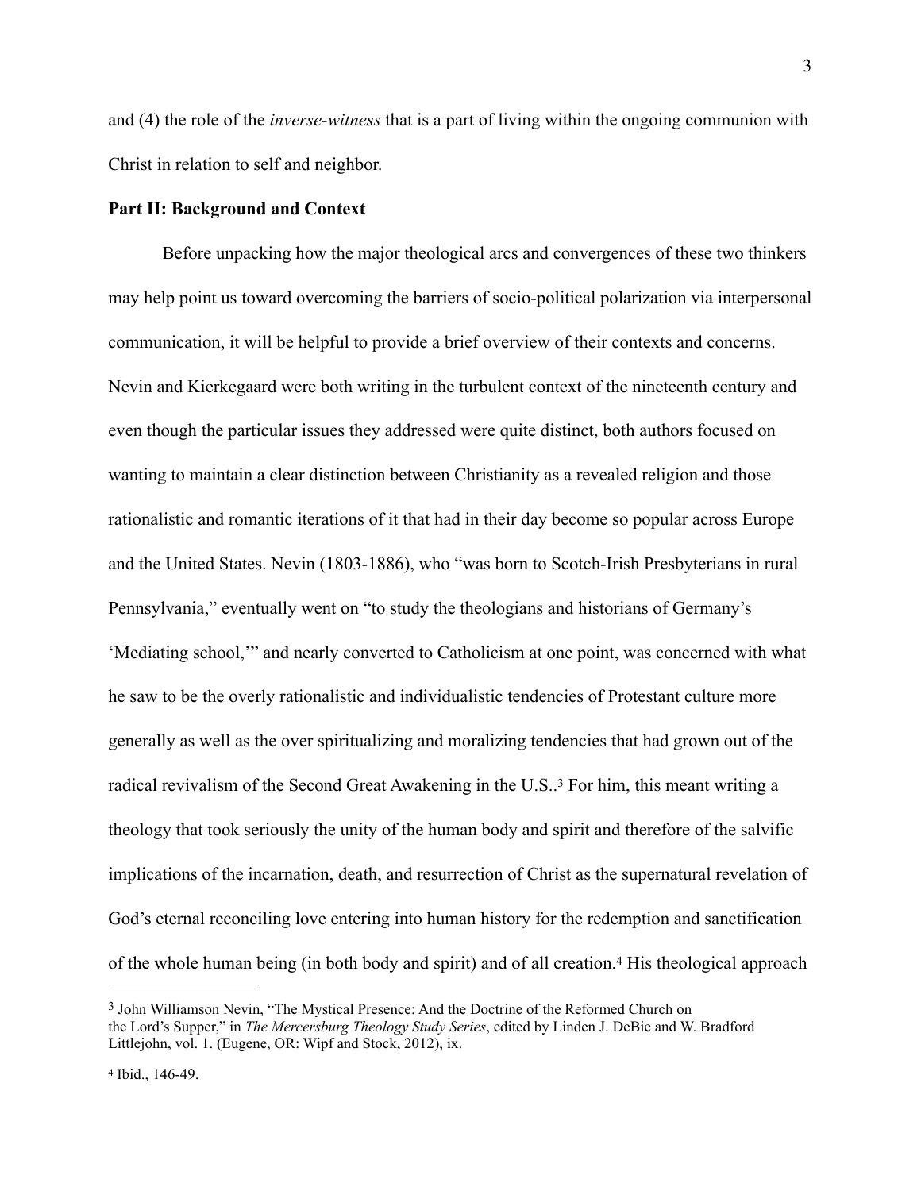and (4) the role of the *inverse-witness* that is a part of living within the ongoing communion with Christ in relation to self and neighbor.

**Part II: Background and Context**

Before unpacking how the major theological arcs and convergences of these two thinkers may help point us toward overcoming the barriers of socio-political polarization via interpersonal communication, it will be helpful to provide a brief overview of their contexts and concerns. Nevin and Kierkegaard were both writing in the turbulent context of the nineteenth century and even though the particular issues they addressed were quite distinct, both authors focused on wanting to maintain a clear distinction between Christianity as a revealed religion and those rationalistic and romantic iterations of it that had in their day become so popular across Europe and the United States. Nevin (1803-1886), who "was born to Scotch-Irish Presbyterians in rural Pennsylvania," eventually went on "to study the theologians and historians of Germany's 'Mediating school,'" and nearly converted to Catholicism at one point, was concerned with what he saw to be the overly rationalistic and individualistic tendencies of Protestant culture more generally as well as the over spiritualizing and moralizing tendencies that had grown out of the radical revivalism of the Second Great Awakening in the U.S..[3] For him, this meant writing a theology that took seriously the unity of the human body and spirit and therefore of the salvific implications of the incarnation, death, and resurrection of Christ as the supernatural revelation of God's eternal reconciling love entering into human history for the redemption and sanctification of the whole human being (in both body and spirit) and of all creation.[4] His theological approach

---

[3] John Williamson Nevin, "The Mystical Presence: And the Doctrine of the Reformed Church on the Lord's Supper," in *The Mercersburg Theology Study Series*, edited by Linden J. DeBie and W. Bradford Littlejohn, vol. 1. (Eugene, OR: Wipf and Stock, 2012), ix.

[4] Ibid., 146-49.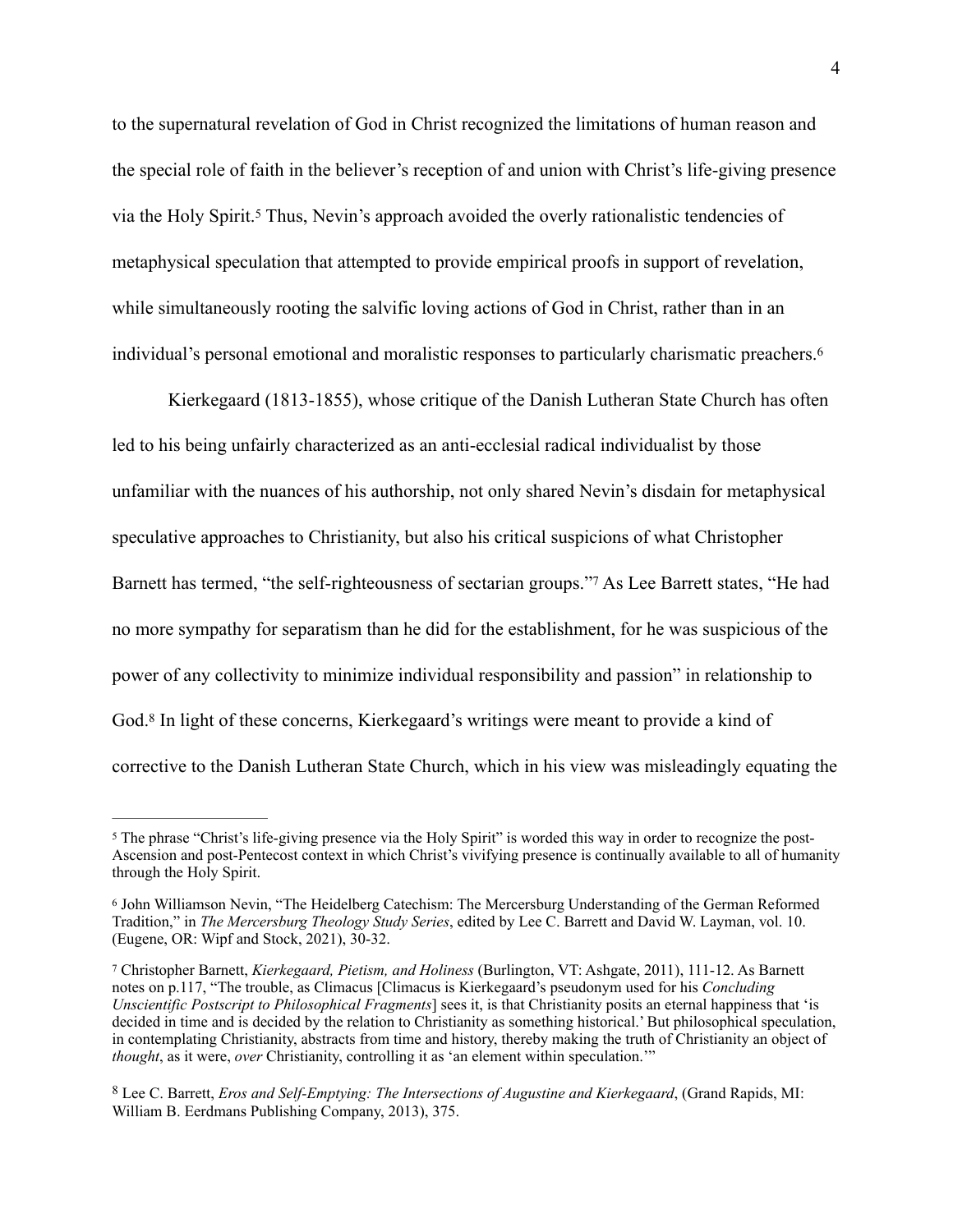to the supernatural revelation of God in Christ recognized the limitations of human reason and the special role of faith in the believer's reception of and union with Christ's life-giving presence via the Holy Spirit.[5] Thus, Nevin's approach avoided the overly rationalistic tendencies of metaphysical speculation that attempted to provide empirical proofs in support of revelation, while simultaneously rooting the salvific loving actions of God in Christ, rather than in an individual's personal emotional and moralistic responses to particularly charismatic preachers.[6]

Kierkegaard (1813-1855), whose critique of the Danish Lutheran State Church has often led to his being unfairly characterized as an anti-ecclesial radical individualist by those unfamiliar with the nuances of his authorship, not only shared Nevin's disdain for metaphysical speculative approaches to Christianity, but also his critical suspicions of what Christopher Barnett has termed, "the self-righteousness of sectarian groups."[7] As Lee Barrett states, "He had no more sympathy for separatism than he did for the establishment, for he was suspicious of the power of any collectivity to minimize individual responsibility and passion" in relationship to God.[8] In light of these concerns, Kierkegaard's writings were meant to provide a kind of corrective to the Danish Lutheran State Church, which in his view was misleadingly equating the

---

[5] The phrase "Christ's life-giving presence via the Holy Spirit" is worded this way in order to recognize the post-Ascension and post-Pentecost context in which Christ's vivifying presence is continually available to all of humanity through the Holy Spirit.

[6] John Williamson Nevin, "The Heidelberg Catechism: The Mercersburg Understanding of the German Reformed Tradition," in *The Mercersburg Theology Study Series*, edited by Lee C. Barrett and David W. Layman, vol. 10. (Eugene, OR: Wipf and Stock, 2021), 30-32.

[7] Christopher Barnett, *Kierkegaard, Pietism, and Holiness* (Burlington, VT: Ashgate, 2011), 111-12. As Barnett notes on p.117, "The trouble, as Climacus [Climacus is Kierkegaard's pseudonym used for his *Concluding Unscientific Postscript to Philosophical Fragments*] sees it, is that Christianity posits an eternal happiness that 'is decided in time and is decided by the relation to Christianity as something historical.' But philosophical speculation, in contemplating Christianity, abstracts from time and history, thereby making the truth of Christianity an object of *thought*, as it were, *over* Christianity, controlling it as 'an element within speculation.'"

[8] Lee C. Barrett, *Eros and Self-Emptying: The Intersections of Augustine and Kierkegaard*, (Grand Rapids, MI: William B. Eerdmans Publishing Company, 2013), 375.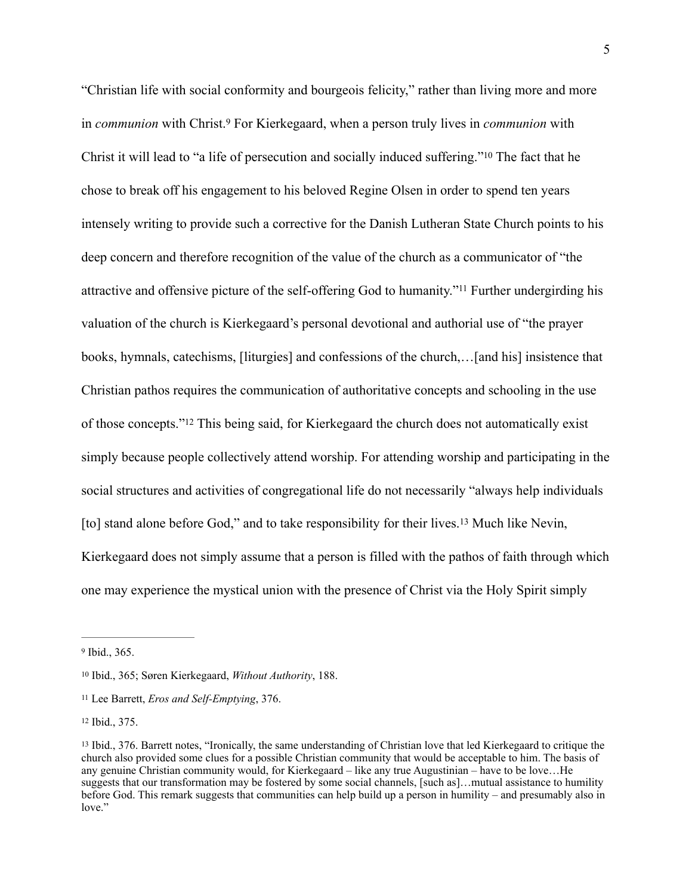"Christian life with social conformity and bourgeois felicity," rather than living more and more in *communion* with Christ.[9] For Kierkegaard, when a person truly lives in *communion* with Christ it will lead to "a life of persecution and socially induced suffering."[10] The fact that he chose to break off his engagement to his beloved Regine Olsen in order to spend ten years intensely writing to provide such a corrective for the Danish Lutheran State Church points to his deep concern and therefore recognition of the value of the church as a communicator of "the attractive and offensive picture of the self-offering God to humanity."[11] Further undergirding his valuation of the church is Kierkegaard's personal devotional and authorial use of "the prayer books, hymnals, catechisms, [liturgies] and confessions of the church,…[and his] insistence that Christian pathos requires the communication of authoritative concepts and schooling in the use of those concepts."[12] This being said, for Kierkegaard the church does not automatically exist simply because people collectively attend worship. For attending worship and participating in the social structures and activities of congregational life do not necessarily "always help individuals [to] stand alone before God," and to take responsibility for their lives.[13] Much like Nevin, Kierkegaard does not simply assume that a person is filled with the pathos of faith through which one may experience the mystical union with the presence of Christ via the Holy Spirit simply

---

[9] Ibid., 365.

[10] Ibid., 365; Søren Kierkegaard, *Without Authority*, 188.

[11] Lee Barrett, *Eros and Self-Emptying*, 376.

[12] Ibid., 375.

[13] Ibid., 376. Barrett notes, "Ironically, the same understanding of Christian love that led Kierkegaard to critique the church also provided some clues for a possible Christian community that would be acceptable to him. The basis of any genuine Christian community would, for Kierkegaard – like any true Augustinian – have to be love…He suggests that our transformation may be fostered by some social channels, [such as]…mutual assistance to humility before God. This remark suggests that communities can help build up a person in humility – and presumably also in love."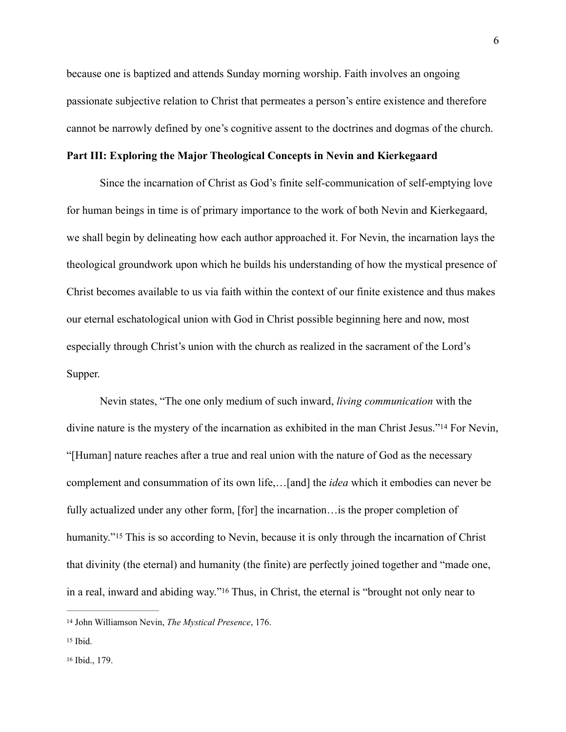because one is baptized and attends Sunday morning worship. Faith involves an ongoing passionate subjective relation to Christ that permeates a person's entire existence and therefore cannot be narrowly defined by one's cognitive assent to the doctrines and dogmas of the church.

**Part III: Exploring the Major Theological Concepts in Nevin and Kierkegaard**

Since the incarnation of Christ as God's finite self-communication of self-emptying love for human beings in time is of primary importance to the work of both Nevin and Kierkegaard, we shall begin by delineating how each author approached it. For Nevin, the incarnation lays the theological groundwork upon which he builds his understanding of how the mystical presence of Christ becomes available to us via faith within the context of our finite existence and thus makes our eternal eschatological union with God in Christ possible beginning here and now, most especially through Christ's union with the church as realized in the sacrament of the Lord's Supper.

Nevin states, "The one only medium of such inward, *living communication* with the divine nature is the mystery of the incarnation as exhibited in the man Christ Jesus."[14] For Nevin, "[Human] nature reaches after a true and real union with the nature of God as the necessary complement and consummation of its own life,…[and] the *idea* which it embodies can never be fully actualized under any other form, [for] the incarnation…is the proper completion of humanity."[15] This is so according to Nevin, because it is only through the incarnation of Christ that divinity (the eternal) and humanity (the finite) are perfectly joined together and "made one, in a real, inward and abiding way."[16] Thus, in Christ, the eternal is "brought not only near to

---

[14] John Williamson Nevin, *The Mystical Presence*, 176.

[15] Ibid.

[16] Ibid., 179.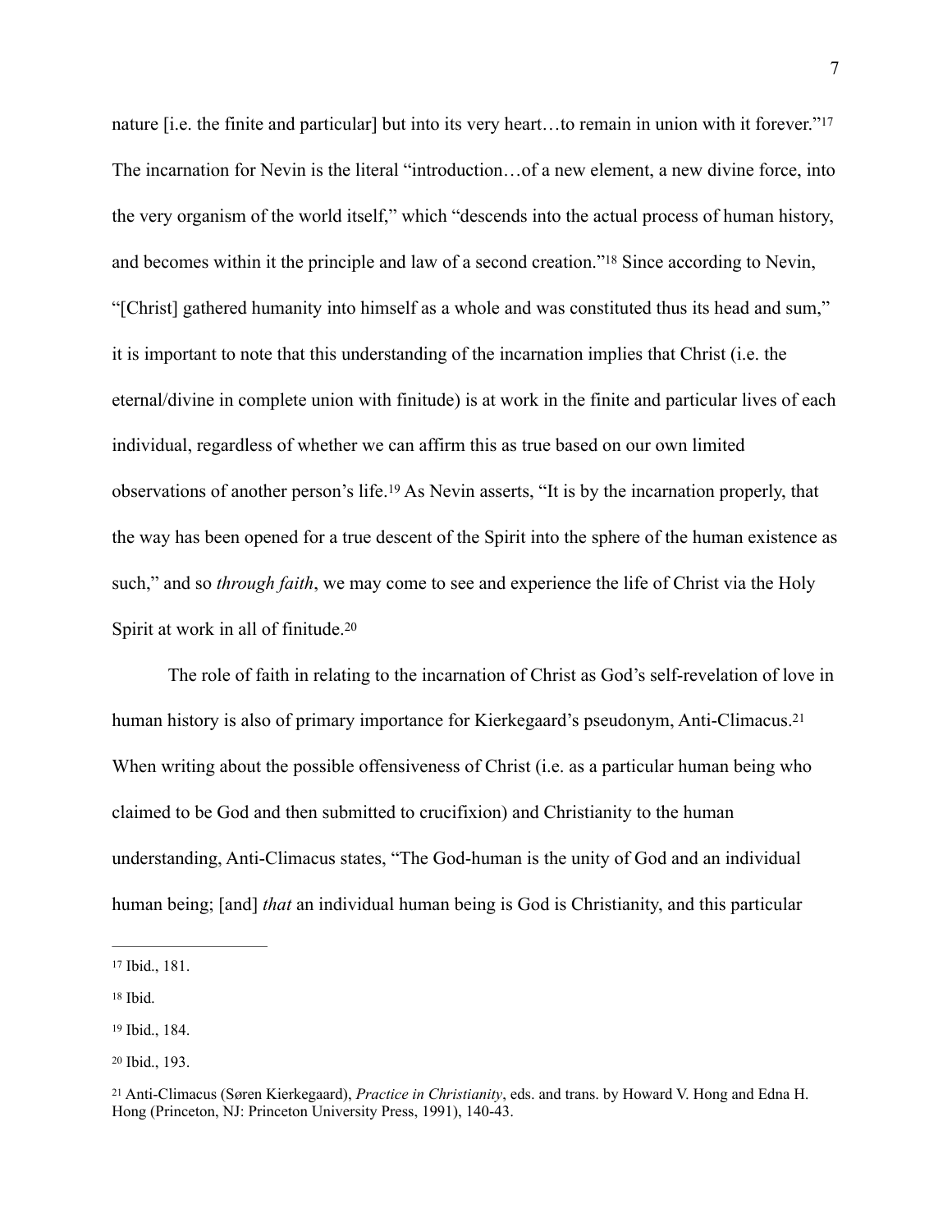nature [i.e. the finite and particular] but into its very heart…to remain in union with it forever."[17] The incarnation for Nevin is the literal "introduction…of a new element, a new divine force, into the very organism of the world itself," which "descends into the actual process of human history, and becomes within it the principle and law of a second creation."[18] Since according to Nevin, "[Christ] gathered humanity into himself as a whole and was constituted thus its head and sum," it is important to note that this understanding of the incarnation implies that Christ (i.e. the eternal/divine in complete union with finitude) is at work in the finite and particular lives of each individual, regardless of whether we can affirm this as true based on our own limited observations of another person's life.[19] As Nevin asserts, "It is by the incarnation properly, that the way has been opened for a true descent of the Spirit into the sphere of the human existence as such," and so *through faith*, we may come to see and experience the life of Christ via the Holy Spirit at work in all of finitude.[20]

The role of faith in relating to the incarnation of Christ as God's self-revelation of love in human history is also of primary importance for Kierkegaard's pseudonym, Anti-Climacus.[21] When writing about the possible offensiveness of Christ (i.e. as a particular human being who claimed to be God and then submitted to crucifixion) and Christianity to the human understanding, Anti-Climacus states, "The God-human is the unity of God and an individual human being; [and] *that* an individual human being is God is Christianity, and this particular

---

[17] Ibid., 181.

[18] Ibid.

[19] Ibid., 184.

[20] Ibid., 193.

[21] Anti-Climacus (Søren Kierkegaard), *Practice in Christianity*, eds. and trans. by Howard V. Hong and Edna H. Hong (Princeton, NJ: Princeton University Press, 1991), 140-43.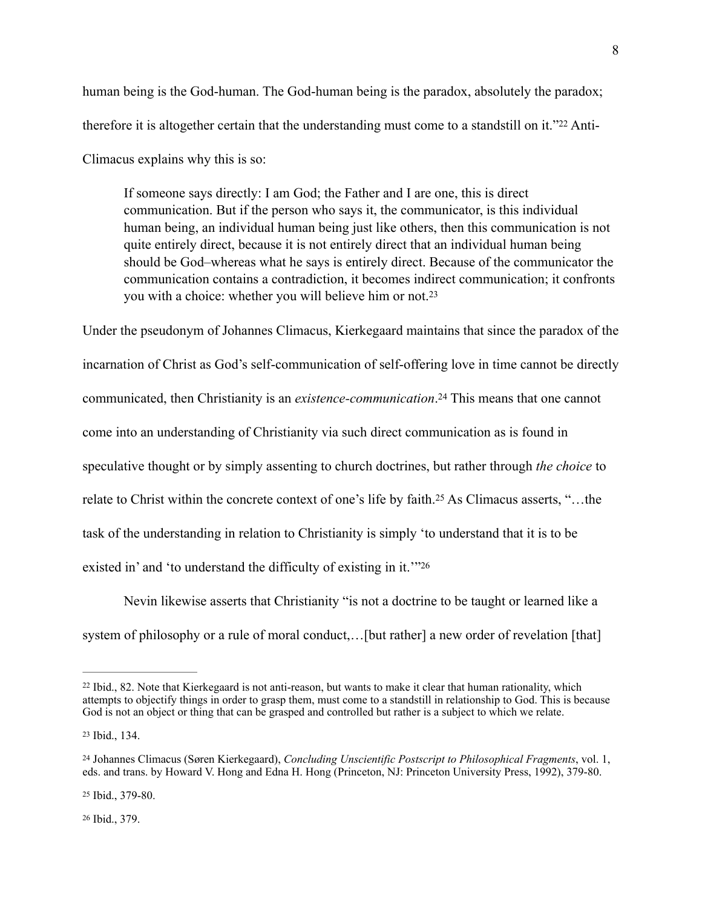human being is the God-human. The God-human being is the paradox, absolutely the paradox; therefore it is altogether certain that the understanding must come to a standstill on it."[22] Anti-Climacus explains why this is so:

> If someone says directly: I am God; the Father and I are one, this is direct communication. But if the person who says it, the communicator, is this individual human being, an individual human being just like others, then this communication is not quite entirely direct, because it is not entirely direct that an individual human being should be God–whereas what he says is entirely direct. Because of the communicator the communication contains a contradiction, it becomes indirect communication; it confronts you with a choice: whether you will believe him or not.[23]

Under the pseudonym of Johannes Climacus, Kierkegaard maintains that since the paradox of the incarnation of Christ as God's self-communication of self-offering love in time cannot be directly communicated, then Christianity is an *existence-communication*.[24] This means that one cannot come into an understanding of Christianity via such direct communication as is found in speculative thought or by simply assenting to church doctrines, but rather through *the choice* to relate to Christ within the concrete context of one's life by faith.[25] As Climacus asserts, "…the task of the understanding in relation to Christianity is simply 'to understand that it is to be existed in' and 'to understand the difficulty of existing in it.'"[26]

Nevin likewise asserts that Christianity "is not a doctrine to be taught or learned like a system of philosophy or a rule of moral conduct,…[but rather] a new order of revelation [that]

---

[22] Ibid., 82. Note that Kierkegaard is not anti-reason, but wants to make it clear that human rationality, which attempts to objectify things in order to grasp them, must come to a standstill in relationship to God. This is because God is not an object or thing that can be grasped and controlled but rather is a subject to which we relate.

[23] Ibid., 134.

[24] Johannes Climacus (Søren Kierkegaard), *Concluding Unscientific Postscript to Philosophical Fragments*, vol. 1, eds. and trans. by Howard V. Hong and Edna H. Hong (Princeton, NJ: Princeton University Press, 1992), 379-80.

[25] Ibid., 379-80.

[26] Ibid., 379.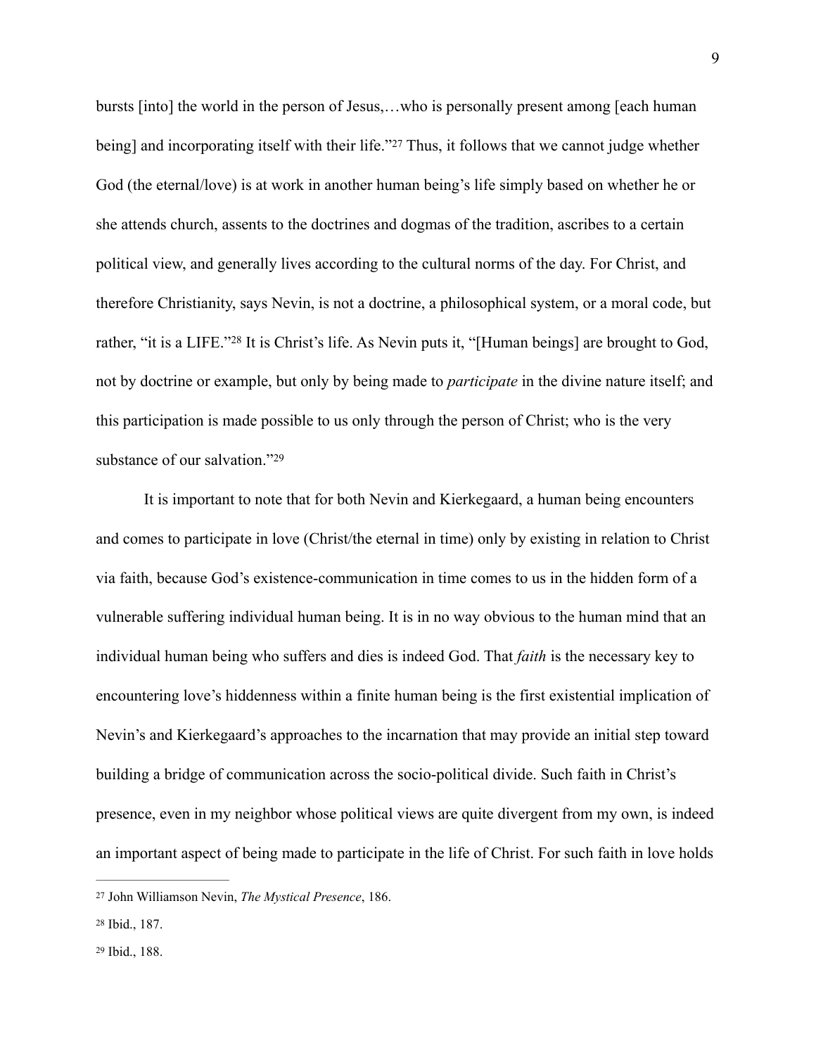bursts [into] the world in the person of Jesus,…who is personally present among [each human being] and incorporating itself with their life."[27] Thus, it follows that we cannot judge whether God (the eternal/love) is at work in another human being's life simply based on whether he or she attends church, assents to the doctrines and dogmas of the tradition, ascribes to a certain political view, and generally lives according to the cultural norms of the day. For Christ, and therefore Christianity, says Nevin, is not a doctrine, a philosophical system, or a moral code, but rather, "it is a LIFE."[28] It is Christ's life. As Nevin puts it, "[Human beings] are brought to God, not by doctrine or example, but only by being made to *participate* in the divine nature itself; and this participation is made possible to us only through the person of Christ; who is the very substance of our salvation."[29]

It is important to note that for both Nevin and Kierkegaard, a human being encounters and comes to participate in love (Christ/the eternal in time) only by existing in relation to Christ via faith, because God's existence-communication in time comes to us in the hidden form of a vulnerable suffering individual human being. It is in no way obvious to the human mind that an individual human being who suffers and dies is indeed God. That *faith* is the necessary key to encountering love's hiddenness within a finite human being is the first existential implication of Nevin's and Kierkegaard's approaches to the incarnation that may provide an initial step toward building a bridge of communication across the socio-political divide. Such faith in Christ's presence, even in my neighbor whose political views are quite divergent from my own, is indeed an important aspect of being made to participate in the life of Christ. For such faith in love holds

---

[27] John Williamson Nevin, *The Mystical Presence*, 186.

[28] Ibid., 187.

[29] Ibid., 188.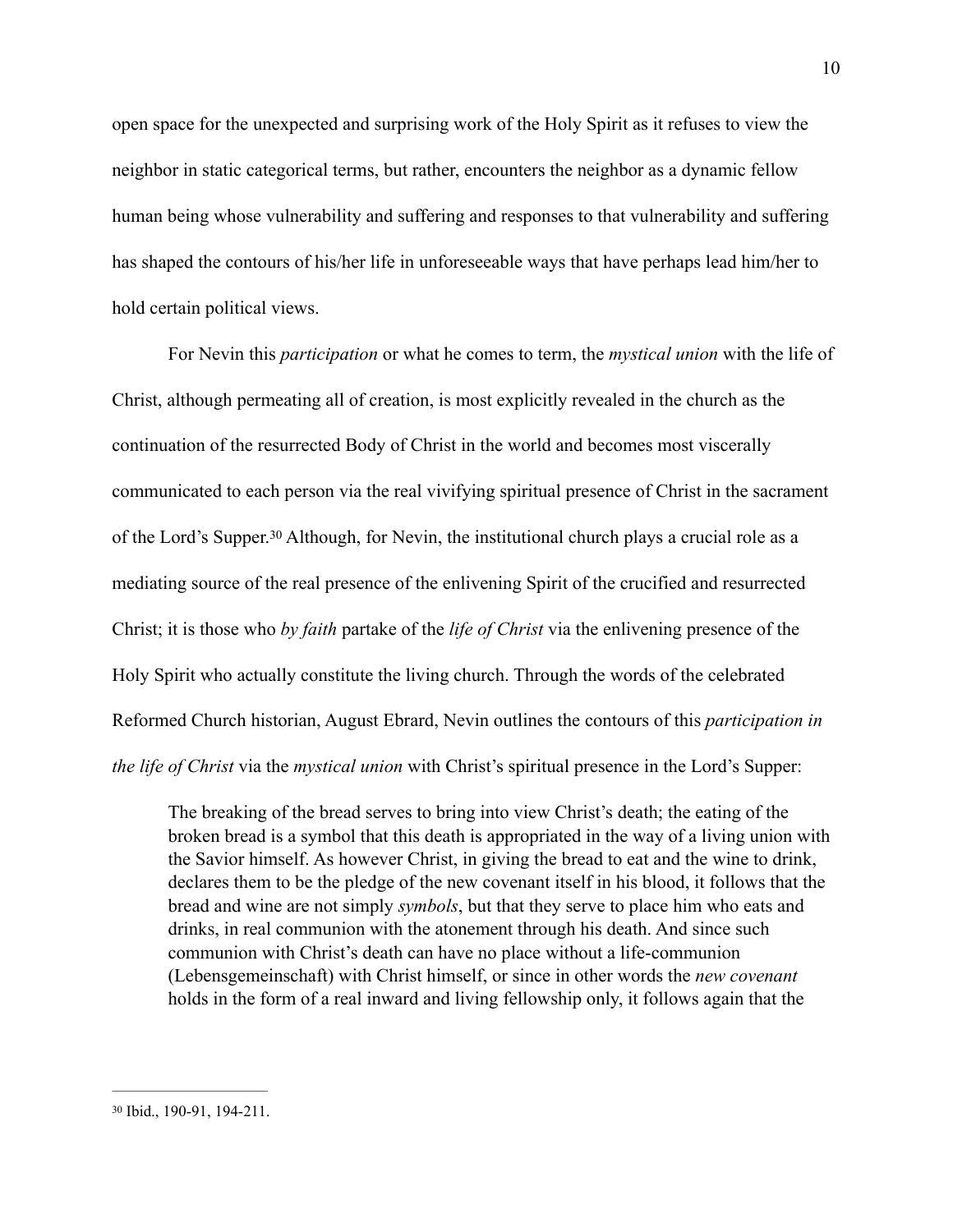open space for the unexpected and surprising work of the Holy Spirit as it refuses to view the neighbor in static categorical terms, but rather, encounters the neighbor as a dynamic fellow human being whose vulnerability and suffering and responses to that vulnerability and suffering has shaped the contours of his/her life in unforeseeable ways that have perhaps lead him/her to hold certain political views.

For Nevin this *participation* or what he comes to term, the *mystical union* with the life of Christ, although permeating all of creation, is most explicitly revealed in the church as the continuation of the resurrected Body of Christ in the world and becomes most viscerally communicated to each person via the real vivifying spiritual presence of Christ in the sacrament of the Lord's Supper.[30] Although, for Nevin, the institutional church plays a crucial role as a mediating source of the real presence of the enlivening Spirit of the crucified and resurrected Christ; it is those who *by faith* partake of the *life of Christ* via the enlivening presence of the Holy Spirit who actually constitute the living church. Through the words of the celebrated Reformed Church historian, August Ebrard, Nevin outlines the contours of this *participation in the life of Christ* via the *mystical union* with Christ's spiritual presence in the Lord's Supper:

> The breaking of the bread serves to bring into view Christ's death; the eating of the broken bread is a symbol that this death is appropriated in the way of a living union with the Savior himself. As however Christ, in giving the bread to eat and the wine to drink, declares them to be the pledge of the new covenant itself in his blood, it follows that the bread and wine are not simply *symbols*, but that they serve to place him who eats and drinks, in real communion with the atonement through his death. And since such communion with Christ's death can have no place without a life-communion (Lebensgemeinschaft) with Christ himself, or since in other words the *new covenant* holds in the form of a real inward and living fellowship only, it follows again that the

[30] Ibid., 190-91, 194-211.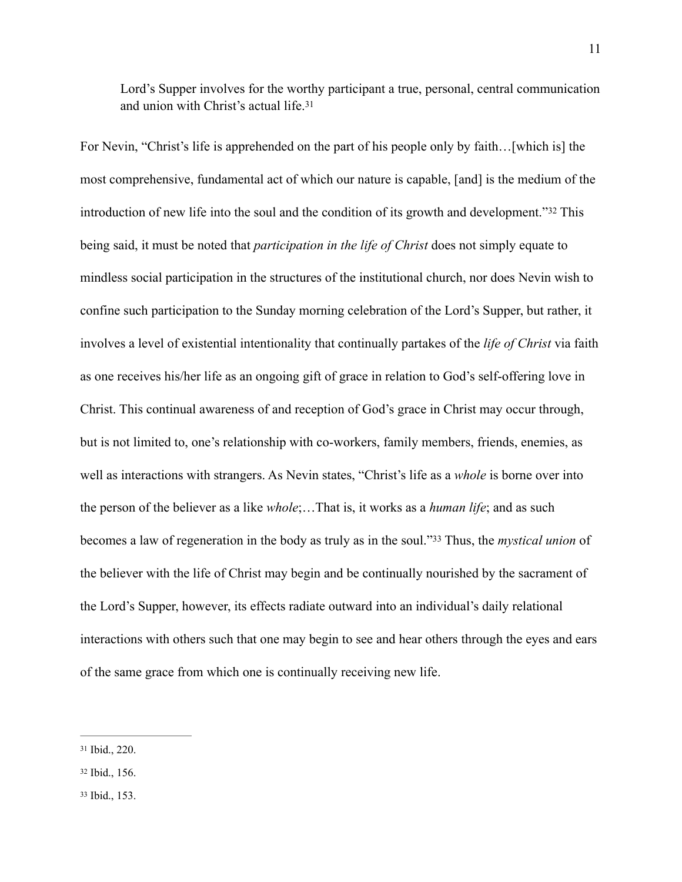> Lord's Supper involves for the worthy participant a true, personal, central communication and union with Christ's actual life.[31]

For Nevin, "Christ's life is apprehended on the part of his people only by faith…[which is] the most comprehensive, fundamental act of which our nature is capable, [and] is the medium of the introduction of new life into the soul and the condition of its growth and development."[32] This being said, it must be noted that *participation in the life of Christ* does not simply equate to mindless social participation in the structures of the institutional church, nor does Nevin wish to confine such participation to the Sunday morning celebration of the Lord's Supper, but rather, it involves a level of existential intentionality that continually partakes of the *life of Christ* via faith as one receives his/her life as an ongoing gift of grace in relation to God's self-offering love in Christ. This continual awareness of and reception of God's grace in Christ may occur through, but is not limited to, one's relationship with co-workers, family members, friends, enemies, as well as interactions with strangers. As Nevin states, "Christ's life as a *whole* is borne over into the person of the believer as a like *whole*;…That is, it works as a *human life*; and as such becomes a law of regeneration in the body as truly as in the soul."[33] Thus, the *mystical union* of the believer with the life of Christ may begin and be continually nourished by the sacrament of the Lord's Supper, however, its effects radiate outward into an individual's daily relational interactions with others such that one may begin to see and hear others through the eyes and ears of the same grace from which one is continually receiving new life.

---

[31] Ibid., 220.

[32] Ibid., 156.

[33] Ibid., 153.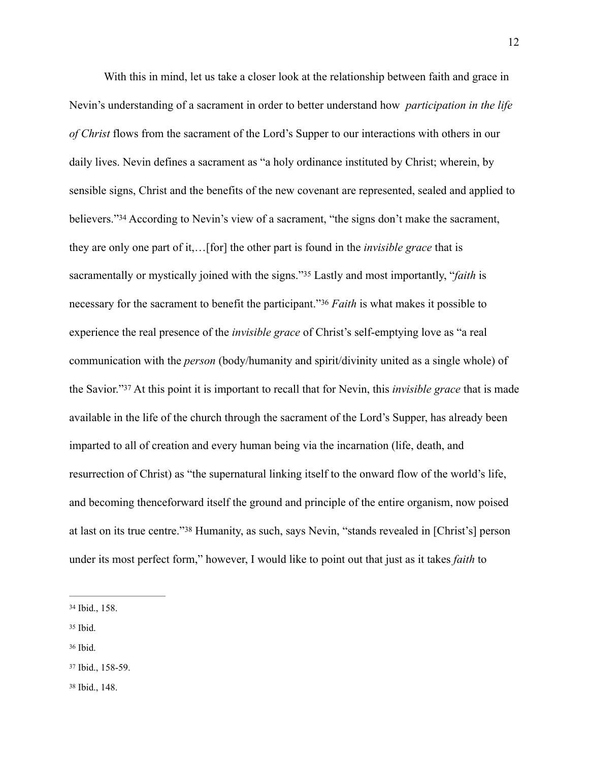With this in mind, let us take a closer look at the relationship between faith and grace in Nevin's understanding of a sacrament in order to better understand how *participation in the life of Christ* flows from the sacrament of the Lord's Supper to our interactions with others in our daily lives. Nevin defines a sacrament as "a holy ordinance instituted by Christ; wherein, by sensible signs, Christ and the benefits of the new covenant are represented, sealed and applied to believers."[34] According to Nevin's view of a sacrament, "the signs don't make the sacrament, they are only one part of it,…[for] the other part is found in the *invisible grace* that is sacramentally or mystically joined with the signs."[35] Lastly and most importantly, "*faith* is necessary for the sacrament to benefit the participant."[36] *Faith* is what makes it possible to experience the real presence of the *invisible grace* of Christ's self-emptying love as "a real communication with the *person* (body/humanity and spirit/divinity united as a single whole) of the Savior."[37] At this point it is important to recall that for Nevin, this *invisible grace* that is made available in the life of the church through the sacrament of the Lord's Supper, has already been imparted to all of creation and every human being via the incarnation (life, death, and resurrection of Christ) as "the supernatural linking itself to the onward flow of the world's life, and becoming thenceforward itself the ground and principle of the entire organism, now poised at last on its true centre."[38] Humanity, as such, says Nevin, "stands revealed in [Christ's] person under its most perfect form," however, I would like to point out that just as it takes *faith* to

---

[34] Ibid., 158.

[35] Ibid.

[36] Ibid.

[37] Ibid., 158-59.

[38] Ibid., 148.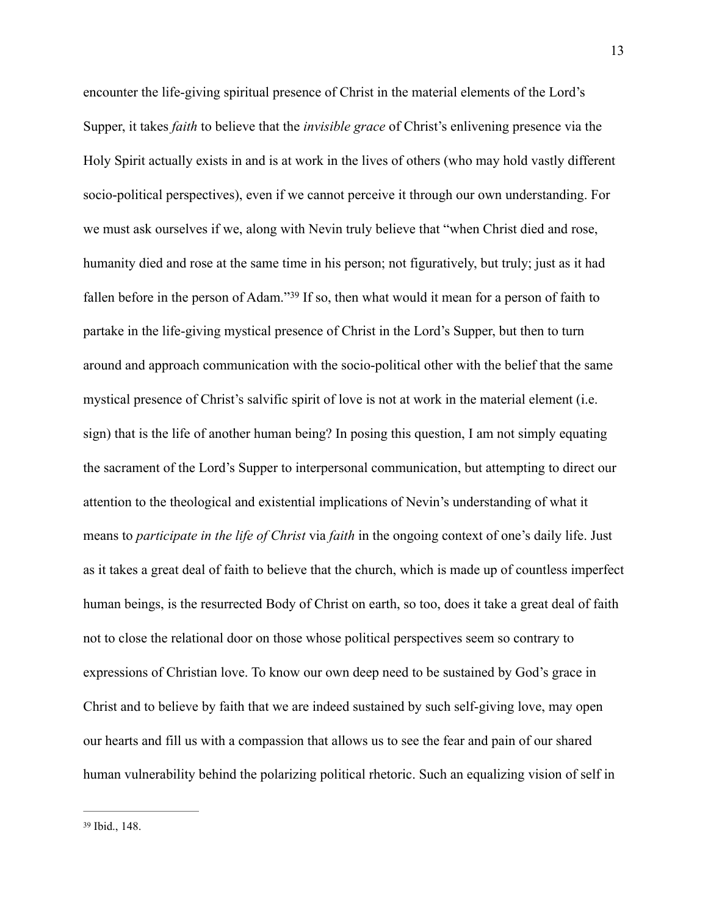encounter the life-giving spiritual presence of Christ in the material elements of the Lord's Supper, it takes *faith* to believe that the *invisible grace* of Christ's enlivening presence via the Holy Spirit actually exists in and is at work in the lives of others (who may hold vastly different socio-political perspectives), even if we cannot perceive it through our own understanding. For we must ask ourselves if we, along with Nevin truly believe that "when Christ died and rose, humanity died and rose at the same time in his person; not figuratively, but truly; just as it had fallen before in the person of Adam."[39] If so, then what would it mean for a person of faith to partake in the life-giving mystical presence of Christ in the Lord's Supper, but then to turn around and approach communication with the socio-political other with the belief that the same mystical presence of Christ's salvific spirit of love is not at work in the material element (i.e. sign) that is the life of another human being? In posing this question, I am not simply equating the sacrament of the Lord's Supper to interpersonal communication, but attempting to direct our attention to the theological and existential implications of Nevin's understanding of what it means to *participate in the life of Christ* via *faith* in the ongoing context of one's daily life. Just as it takes a great deal of faith to believe that the church, which is made up of countless imperfect human beings, is the resurrected Body of Christ on earth, so too, does it take a great deal of faith not to close the relational door on those whose political perspectives seem so contrary to expressions of Christian love. To know our own deep need to be sustained by God's grace in Christ and to believe by faith that we are indeed sustained by such self-giving love, may open our hearts and fill us with a compassion that allows us to see the fear and pain of our shared human vulnerability behind the polarizing political rhetoric. Such an equalizing vision of self in

---

[39] Ibid., 148.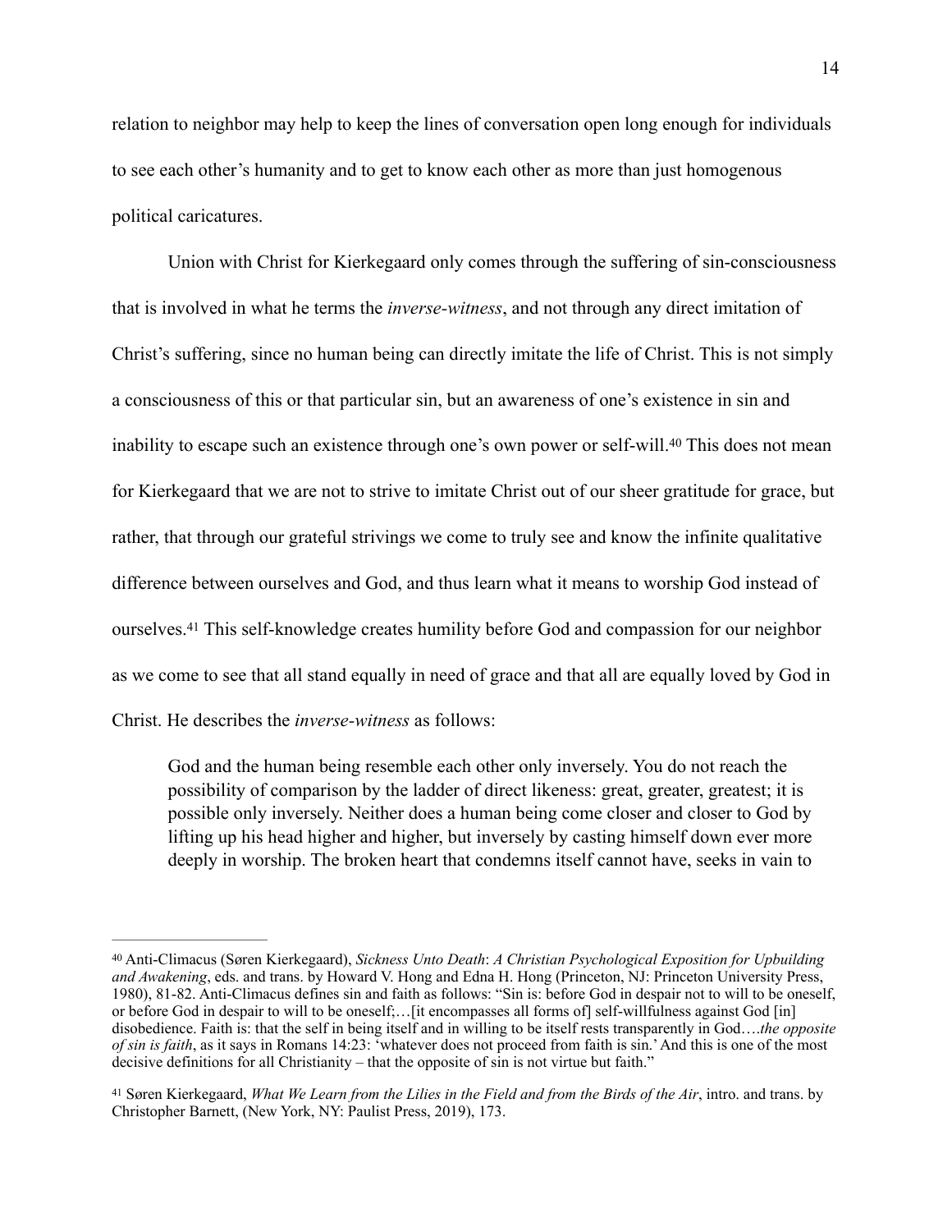relation to neighbor may help to keep the lines of conversation open long enough for individuals to see each other's humanity and to get to know each other as more than just homogenous political caricatures.

Union with Christ for Kierkegaard only comes through the suffering of sin-consciousness that is involved in what he terms the *inverse-witness*, and not through any direct imitation of Christ's suffering, since no human being can directly imitate the life of Christ. This is not simply a consciousness of this or that particular sin, but an awareness of one's existence in sin and inability to escape such an existence through one's own power or self-will.[40] This does not mean for Kierkegaard that we are not to strive to imitate Christ out of our sheer gratitude for grace, but rather, that through our grateful strivings we come to truly see and know the infinite qualitative difference between ourselves and God, and thus learn what it means to worship God instead of ourselves.[41] This self-knowledge creates humility before God and compassion for our neighbor as we come to see that all stand equally in need of grace and that all are equally loved by God in Christ. He describes the *inverse-witness* as follows:

> God and the human being resemble each other only inversely. You do not reach the possibility of comparison by the ladder of direct likeness: great, greater, greatest; it is possible only inversely. Neither does a human being come closer and closer to God by lifting up his head higher and higher, but inversely by casting himself down ever more deeply in worship. The broken heart that condemns itself cannot have, seeks in vain to

---

[40] Anti-Climacus (Søren Kierkegaard), *Sickness Unto Death*: *A Christian Psychological Exposition for Upbuilding and Awakening*, eds. and trans. by Howard V. Hong and Edna H. Hong (Princeton, NJ: Princeton University Press, 1980), 81-82. Anti-Climacus defines sin and faith as follows: "Sin is: before God in despair not to will to be oneself, or before God in despair to will to be oneself;…[it encompasses all forms of] self-willfulness against God [in] disobedience. Faith is: that the self in being itself and in willing to be itself rests transparently in God….*the opposite of sin is faith*, as it says in Romans 14:23: 'whatever does not proceed from faith is sin.' And this is one of the most decisive definitions for all Christianity – that the opposite of sin is not virtue but faith."

[41] Søren Kierkegaard, *What We Learn from the Lilies in the Field and from the Birds of the Air*, intro. and trans. by Christopher Barnett, (New York, NY: Paulist Press, 2019), 173.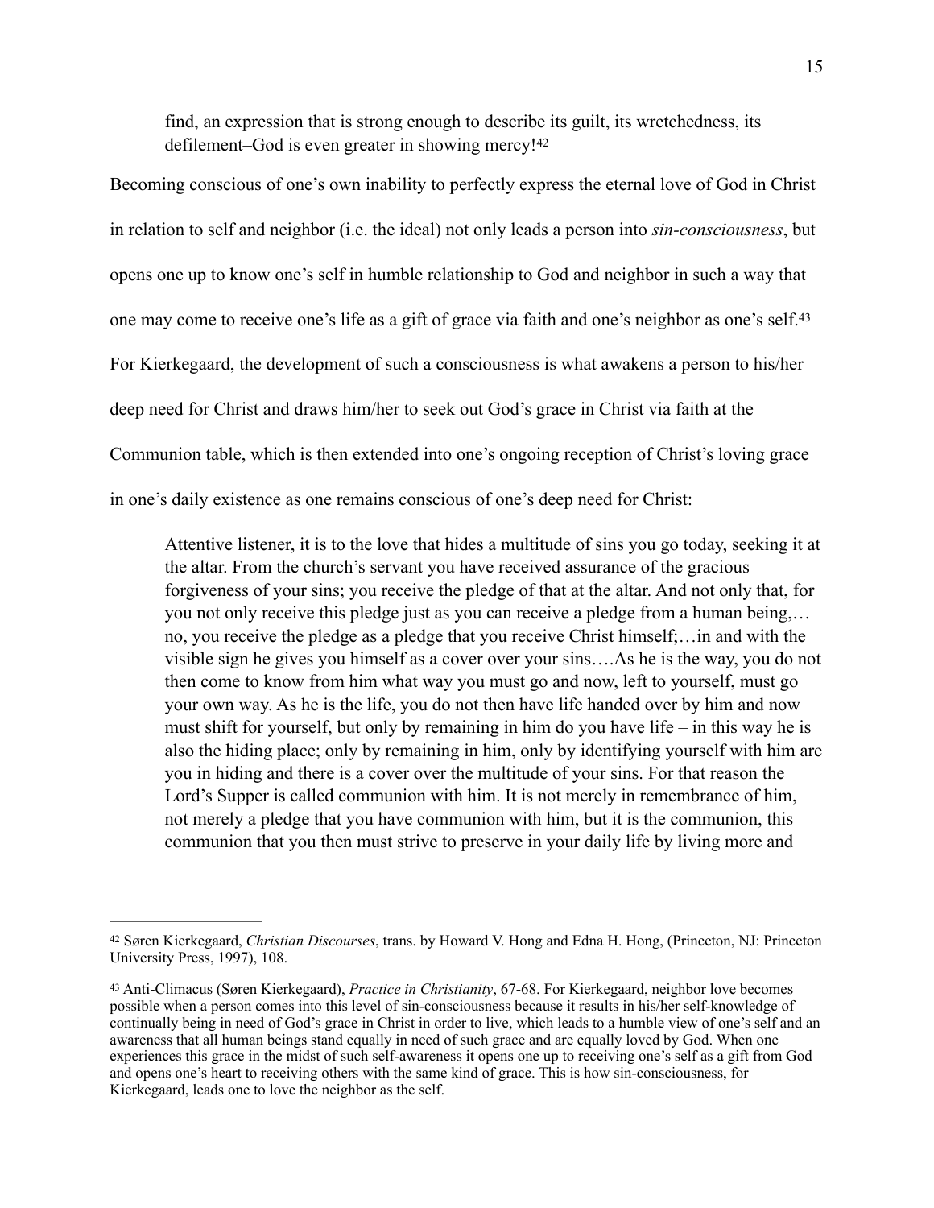> find, an expression that is strong enough to describe its guilt, its wretchedness, its defilement–God is even greater in showing mercy![42]

Becoming conscious of one's own inability to perfectly express the eternal love of God in Christ in relation to self and neighbor (i.e. the ideal) not only leads a person into *sin-consciousness*, but opens one up to know one's self in humble relationship to God and neighbor in such a way that one may come to receive one's life as a gift of grace via faith and one's neighbor as one's self.[43] For Kierkegaard, the development of such a consciousness is what awakens a person to his/her deep need for Christ and draws him/her to seek out God's grace in Christ via faith at the Communion table, which is then extended into one's ongoing reception of Christ's loving grace in one's daily existence as one remains conscious of one's deep need for Christ:

> Attentive listener, it is to the love that hides a multitude of sins you go today, seeking it at the altar. From the church's servant you have received assurance of the gracious forgiveness of your sins; you receive the pledge of that at the altar. And not only that, for you not only receive this pledge just as you can receive a pledge from a human being,… no, you receive the pledge as a pledge that you receive Christ himself;…in and with the visible sign he gives you himself as a cover over your sins….As he is the way, you do not then come to know from him what way you must go and now, left to yourself, must go your own way. As he is the life, you do not then have life handed over by him and now must shift for yourself, but only by remaining in him do you have life – in this way he is also the hiding place; only by remaining in him, only by identifying yourself with him are you in hiding and there is a cover over the multitude of your sins. For that reason the Lord's Supper is called communion with him. It is not merely in remembrance of him, not merely a pledge that you have communion with him, but it is the communion, this communion that you then must strive to preserve in your daily life by living more and

---

[42] Søren Kierkegaard, *Christian Discourses*, trans. by Howard V. Hong and Edna H. Hong, (Princeton, NJ: Princeton University Press, 1997), 108.

[43] Anti-Climacus (Søren Kierkegaard), *Practice in Christianity*, 67-68. For Kierkegaard, neighbor love becomes possible when a person comes into this level of sin-consciousness because it results in his/her self-knowledge of continually being in need of God's grace in Christ in order to live, which leads to a humble view of one's self and an awareness that all human beings stand equally in need of such grace and are equally loved by God. When one experiences this grace in the midst of such self-awareness it opens one up to receiving one's self as a gift from God and opens one's heart to receiving others with the same kind of grace. This is how sin-consciousness, for Kierkegaard, leads one to love the neighbor as the self.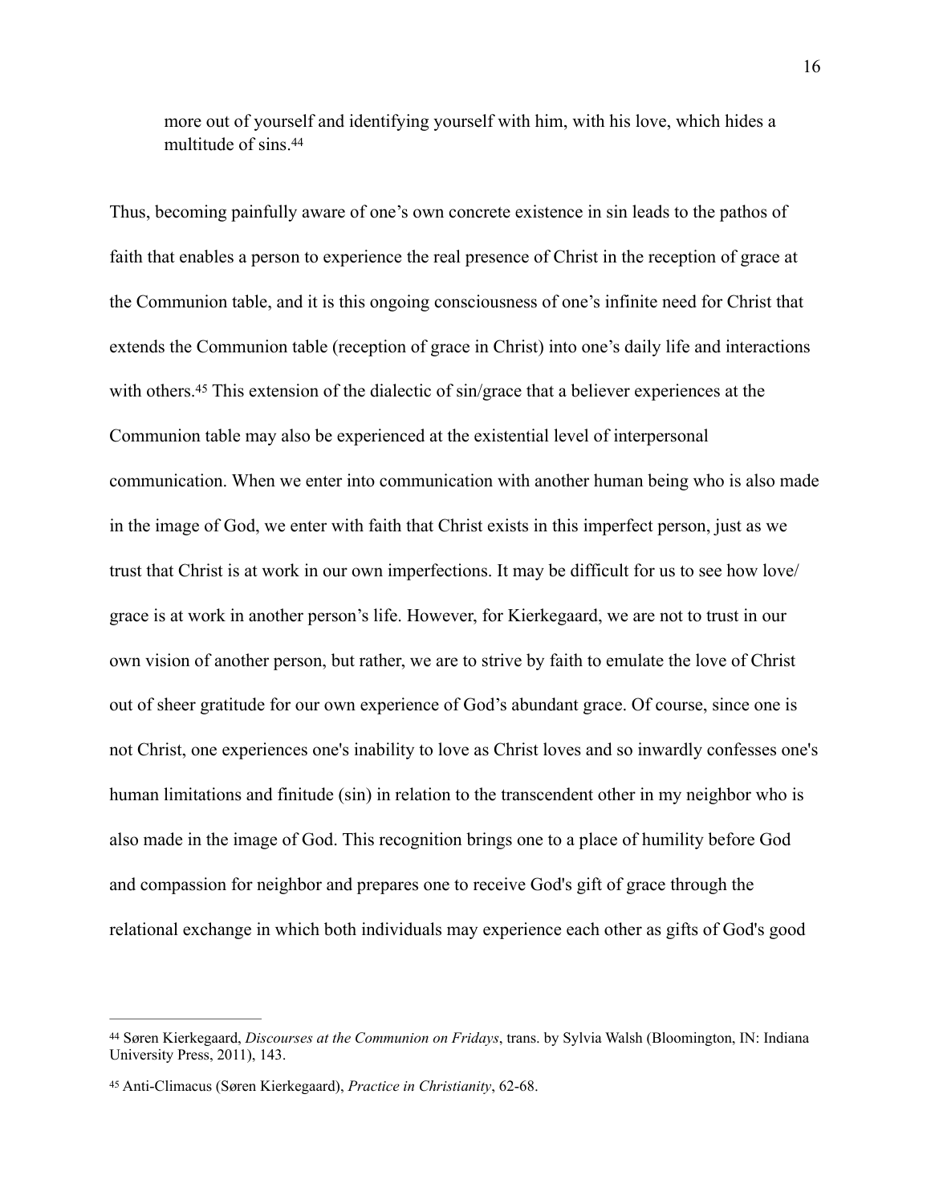> more out of yourself and identifying yourself with him, with his love, which hides a multitude of sins.[44]

Thus, becoming painfully aware of one's own concrete existence in sin leads to the pathos of faith that enables a person to experience the real presence of Christ in the reception of grace at the Communion table, and it is this ongoing consciousness of one's infinite need for Christ that extends the Communion table (reception of grace in Christ) into one's daily life and interactions with others.[45] This extension of the dialectic of sin/grace that a believer experiences at the Communion table may also be experienced at the existential level of interpersonal communication. When we enter into communication with another human being who is also made in the image of God, we enter with faith that Christ exists in this imperfect person, just as we trust that Christ is at work in our own imperfections. It may be difficult for us to see how love/grace is at work in another person's life. However, for Kierkegaard, we are not to trust in our own vision of another person, but rather, we are to strive by faith to emulate the love of Christ out of sheer gratitude for our own experience of God's abundant grace. Of course, since one is not Christ, one experiences one's inability to love as Christ loves and so inwardly confesses one's human limitations and finitude (sin) in relation to the transcendent other in my neighbor who is also made in the image of God. This recognition brings one to a place of humility before God and compassion for neighbor and prepares one to receive God's gift of grace through the relational exchange in which both individuals may experience each other as gifts of God's good

---

[44] Søren Kierkegaard, *Discourses at the Communion on Fridays*, trans. by Sylvia Walsh (Bloomington, IN: Indiana University Press, 2011), 143.

[45] Anti-Climacus (Søren Kierkegaard), *Practice in Christianity*, 62-68.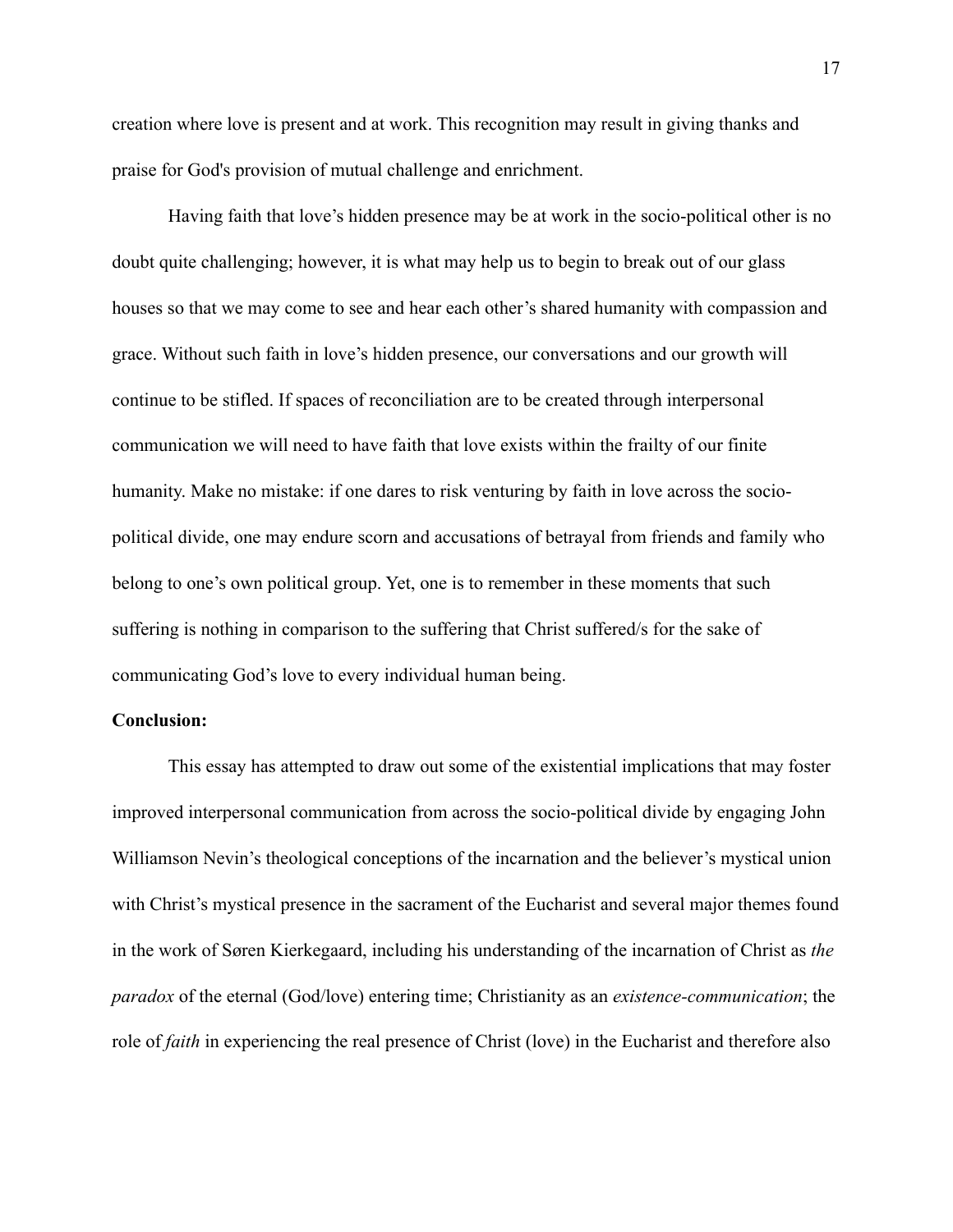creation where love is present and at work. This recognition may result in giving thanks and praise for God's provision of mutual challenge and enrichment.

Having faith that love's hidden presence may be at work in the socio-political other is no doubt quite challenging; however, it is what may help us to begin to break out of our glass houses so that we may come to see and hear each other's shared humanity with compassion and grace. Without such faith in love's hidden presence, our conversations and our growth will continue to be stifled. If spaces of reconciliation are to be created through interpersonal communication we will need to have faith that love exists within the frailty of our finite humanity. Make no mistake: if one dares to risk venturing by faith in love across the socio-political divide, one may endure scorn and accusations of betrayal from friends and family who belong to one's own political group. Yet, one is to remember in these moments that such suffering is nothing in comparison to the suffering that Christ suffered/s for the sake of communicating God's love to every individual human being.

**Conclusion:**

This essay has attempted to draw out some of the existential implications that may foster improved interpersonal communication from across the socio-political divide by engaging John Williamson Nevin's theological conceptions of the incarnation and the believer's mystical union with Christ's mystical presence in the sacrament of the Eucharist and several major themes found in the work of Søren Kierkegaard, including his understanding of the incarnation of Christ as *the paradox* of the eternal (God/love) entering time; Christianity as an *existence-communication*; the role of *faith* in experiencing the real presence of Christ (love) in the Eucharist and therefore also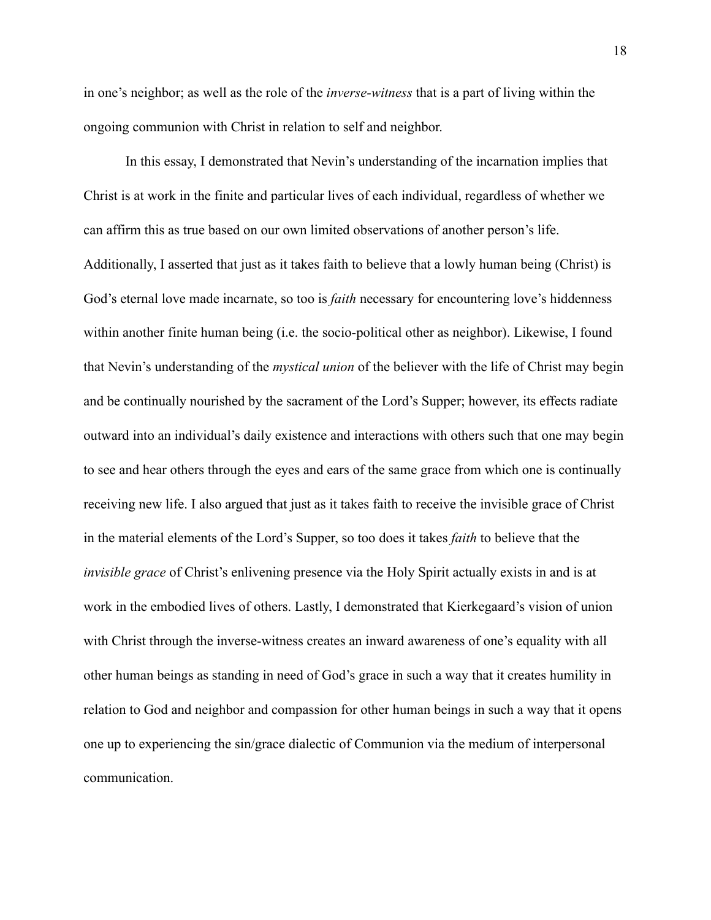in one's neighbor; as well as the role of the *inverse-witness* that is a part of living within the ongoing communion with Christ in relation to self and neighbor.

In this essay, I demonstrated that Nevin's understanding of the incarnation implies that Christ is at work in the finite and particular lives of each individual, regardless of whether we can affirm this as true based on our own limited observations of another person's life. Additionally, I asserted that just as it takes faith to believe that a lowly human being (Christ) is God's eternal love made incarnate, so too is *faith* necessary for encountering love's hiddenness within another finite human being (i.e. the socio-political other as neighbor). Likewise, I found that Nevin's understanding of the *mystical union* of the believer with the life of Christ may begin and be continually nourished by the sacrament of the Lord's Supper; however, its effects radiate outward into an individual's daily existence and interactions with others such that one may begin to see and hear others through the eyes and ears of the same grace from which one is continually receiving new life. I also argued that just as it takes faith to receive the invisible grace of Christ in the material elements of the Lord's Supper, so too does it takes *faith* to believe that the *invisible grace* of Christ's enlivening presence via the Holy Spirit actually exists in and is at work in the embodied lives of others. Lastly, I demonstrated that Kierkegaard's vision of union with Christ through the inverse-witness creates an inward awareness of one's equality with all other human beings as standing in need of God's grace in such a way that it creates humility in relation to God and neighbor and compassion for other human beings in such a way that it opens one up to experiencing the sin/grace dialectic of Communion via the medium of interpersonal communication.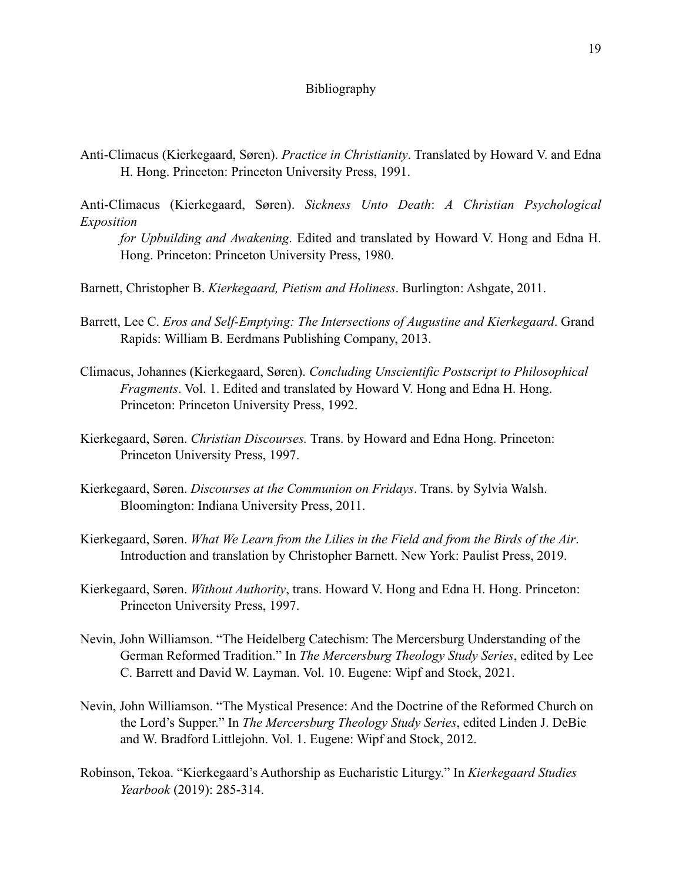# Bibliography

Anti-Climacus (Kierkegaard, Søren). *Practice in Christianity*. Translated by Howard V. and Edna H. Hong. Princeton: Princeton University Press, 1991.

Anti-Climacus (Kierkegaard, Søren). *Sickness Unto Death*: *A Christian Psychological Exposition for Upbuilding and Awakening*. Edited and translated by Howard V. Hong and Edna H. Hong. Princeton: Princeton University Press, 1980.

Barnett, Christopher B. *Kierkegaard, Pietism and Holiness*. Burlington: Ashgate, 2011.

Barrett, Lee C. *Eros and Self-Emptying: The Intersections of Augustine and Kierkegaard*. Grand Rapids: William B. Eerdmans Publishing Company, 2013.

Climacus, Johannes (Kierkegaard, Søren). *Concluding Unscientific Postscript to Philosophical Fragments*. Vol. 1. Edited and translated by Howard V. Hong and Edna H. Hong. Princeton: Princeton University Press, 1992.

Kierkegaard, Søren. *Christian Discourses.* Trans. by Howard and Edna Hong. Princeton: Princeton University Press, 1997.

Kierkegaard, Søren. *Discourses at the Communion on Fridays*. Trans. by Sylvia Walsh. Bloomington: Indiana University Press, 2011.

Kierkegaard, Søren. *What We Learn from the Lilies in the Field and from the Birds of the Air*. Introduction and translation by Christopher Barnett. New York: Paulist Press, 2019.

Kierkegaard, Søren. *Without Authority*, trans. Howard V. Hong and Edna H. Hong. Princeton: Princeton University Press, 1997.

Nevin, John Williamson. "The Heidelberg Catechism: The Mercersburg Understanding of the German Reformed Tradition." In *The Mercersburg Theology Study Series*, edited by Lee C. Barrett and David W. Layman. Vol. 10. Eugene: Wipf and Stock, 2021.

Nevin, John Williamson. "The Mystical Presence: And the Doctrine of the Reformed Church on the Lord's Supper." In *The Mercersburg Theology Study Series*, edited Linden J. DeBie and W. Bradford Littlejohn. Vol. 1. Eugene: Wipf and Stock, 2012.

Robinson, Tekoa. "Kierkegaard's Authorship as Eucharistic Liturgy." In *Kierkegaard Studies Yearbook* (2019): 285-314.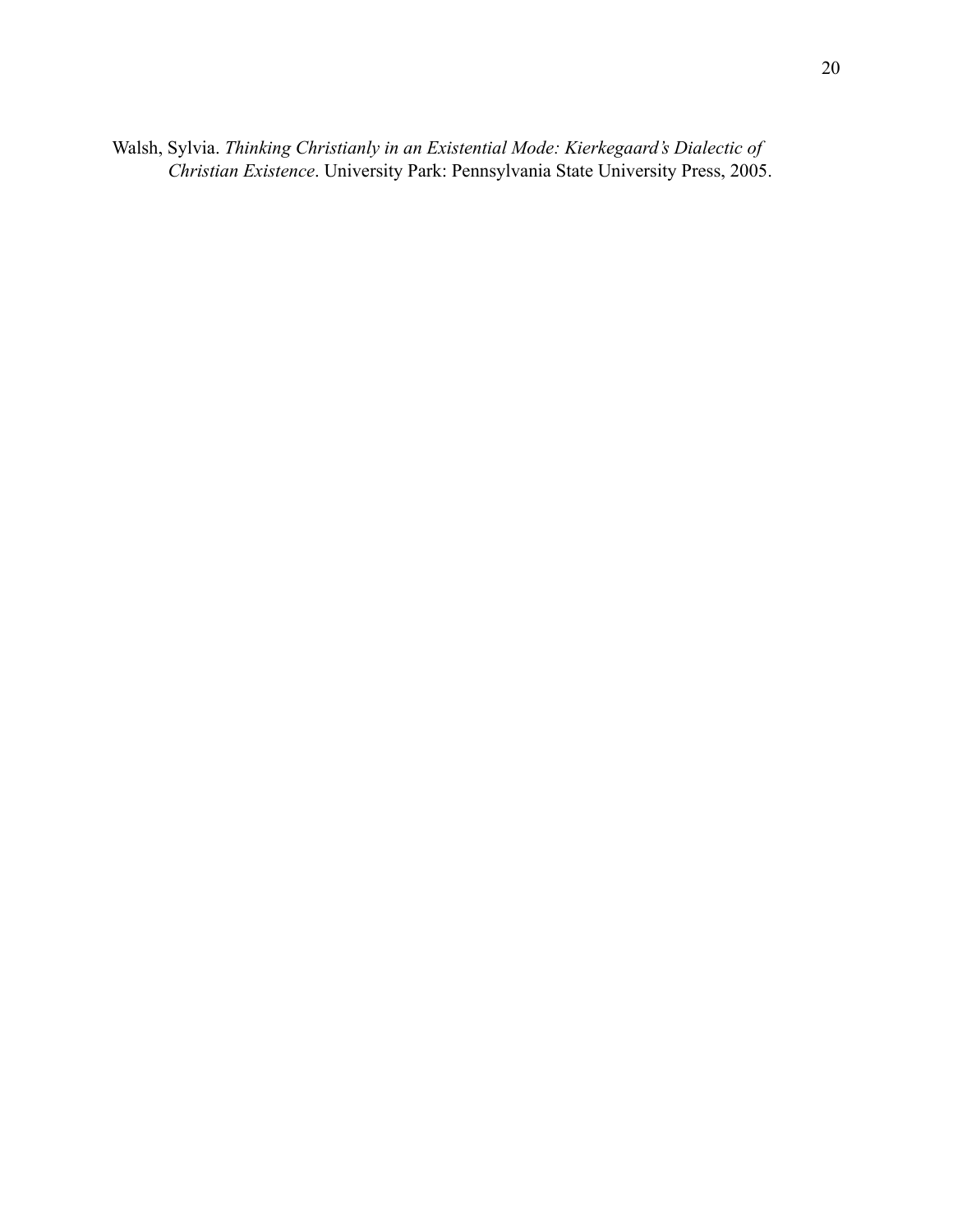Walsh, Sylvia. *Thinking Christianly in an Existential Mode: Kierkegaard's Dialectic of Christian Existence*. University Park: Pennsylvania State University Press, 2005.